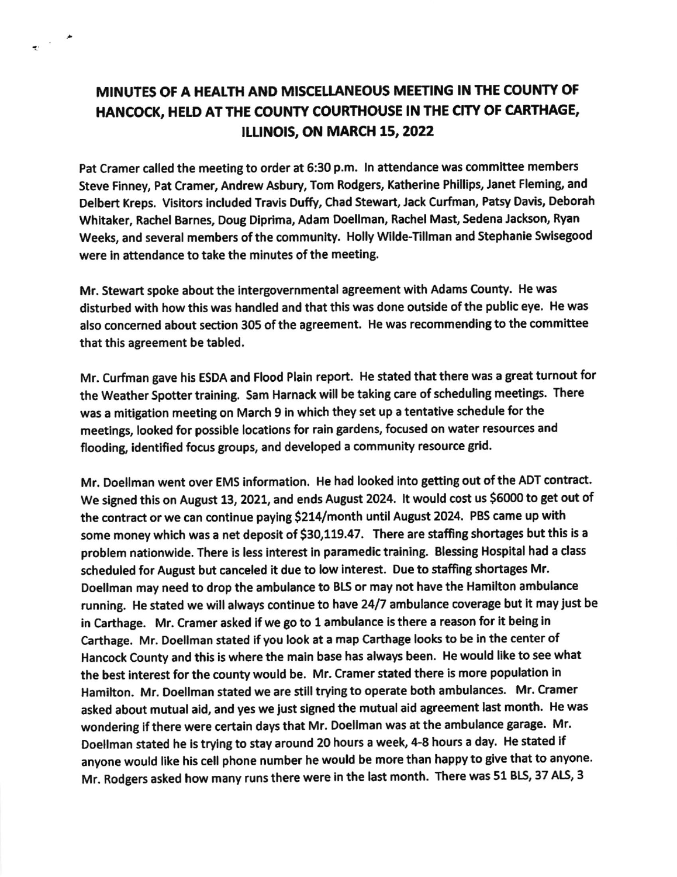# MINUTES OF A HEALTH AND MISCELLANEOUS MEETING IN THE COUNTY OF HANCOCK, HELD AT THE COUNTY COURTHOUSE IN THE CITY OF CARTHAGE, ILLINOIS, ON MARCH 15, 2022

Pat Cramer called the meeting to order at 6:30 p.m. In attendance was committee members Steve Finney, Pat Cramer, Andrew Asbury, Tom Rodgers, Katherine Phillips, Janet Fleming, and Delbert Kreps. Visitors included Travis Duffy, Chad Stewart, Jack Curfman, Patsy Davis, Deborah Whitaker, Rachel Barnes, Doug Diprima, Adam Doellman, Rachel Mast, Sedena Jackson, Ryan Weeks, and several members of the community. Holly Wilde-Tillman and Stephanie Swisegood were in attendance to take the minutes of the meeting.

Mr. Stewart spoke about the intergovernmental agreement with Adams County. He was disturbed with how this was handled and that this was done outside of the public eye. He was also concerned about section 305 of the agreement. He was recommending to the committee that this agreement be tabled.

Mr. Curfman gave his ESDA and Flood Plain report. He stated that there was a great turnout for the Weather Spotter training. Sam Harnack will be taking care of scheduling meetings. There was a mitigation meeting on March 9 in which they set up a tentative schedule for the meetings, looked for possible locations for rain gardens, focused on water resources and flooding, identified focus groups, and developed a community resource grid.

Mr. Doellman went over EMS information. He had looked into getting out of the ADT contract. We signed this on August 13, 2021, and ends August 2024. It would cost us $6000 to get out of the contract or we can continue paying $214/month until August 2024. PBS came up with some money which was a net deposit of $30,119.47. There are staffing shortages but this is a problem nationwide. There is less interest in paramedic training. Blessing Hospital had a class scheduled for August but canceled it due to low interest. Due to staffing shortages Mr. Doellman may need to drop the ambulance to BLS or may not have the Hamilton ambulance running. He stated we will always continue to have 24/7 ambulance coverage but it may just be in Carthage. Mr. Cramer asked if we go to 1 ambulance is there a reason for it being in Carthage. Mr. Doellman stated if you look at a map Carthage looks to be in the center of Hancock County and this is where the main base has always been. He would like to see what the best interest for the county would be. Mr. Cramer stated there is more population in Hamilton. Mr. Doellman stated we are still trying to operate both ambulances. Mr. Cramer asked about mutual aid, and yes we just signed the mutual aid agreement last month. He was wondering if there were certain days that Mr. Doellman was at the ambulance garage. Mr. Doellman stated he is trying to stay around 20 hours a week, 4-8 hours a day. He stated if anyone would like his cell phone number he would be more than happy to give that to anyone. Mr. Rodgers asked how many runs there were in the last month. There was 51 BLS, 37 ALS, 3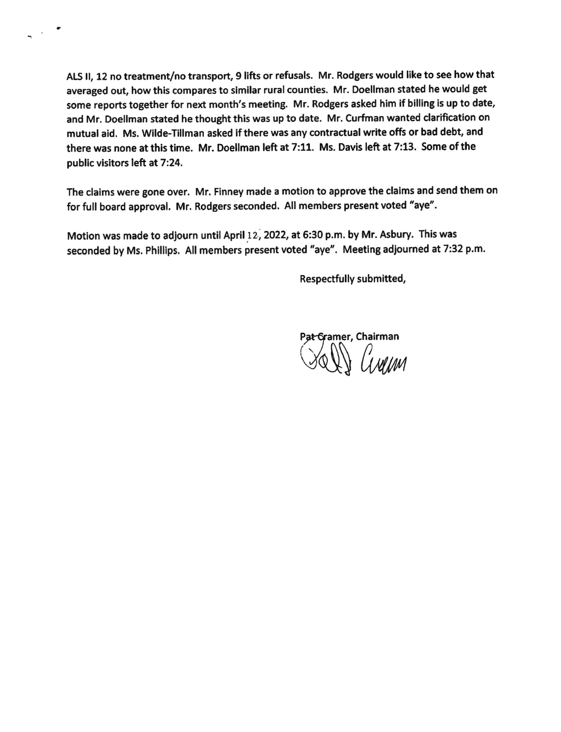ALS II, 12 no treatment/no transport, 9 lifts or refusals. Mr. Rodgers would like to see how that averaged out, how this compares to similar rural counties. Mr. Doellman stated he would get some reports together for next month's meeting. Mr. Rodgers asked him if billing is up to date, and Mr. Doellman stated he thought this was up to date. Mr. Curfman wanted clarification on mutual aid. Ms. Wilde-Tillman asked if there was any contractual write offs or bad debt, and there was none at this time. Mr. Doellman left at 7:11. Ms. Davis left at 7:13. Some of the public visitors left at 7:24.

The claims were gone over. Mr. Finney made a motion to approve the claims and send them on for full board approval. Mr. Rodgers seconded. All members present voted "aye".

Motion was made to adjourn until April 12, 2022, at 6:30 p.m. by Mr. Asbury. This was seconded by Ms. Phillips. All members present voted "aye". Meeting adjourned at 7:32 p.m.

Respectfully submitted,

Pat Cramer, Chairman